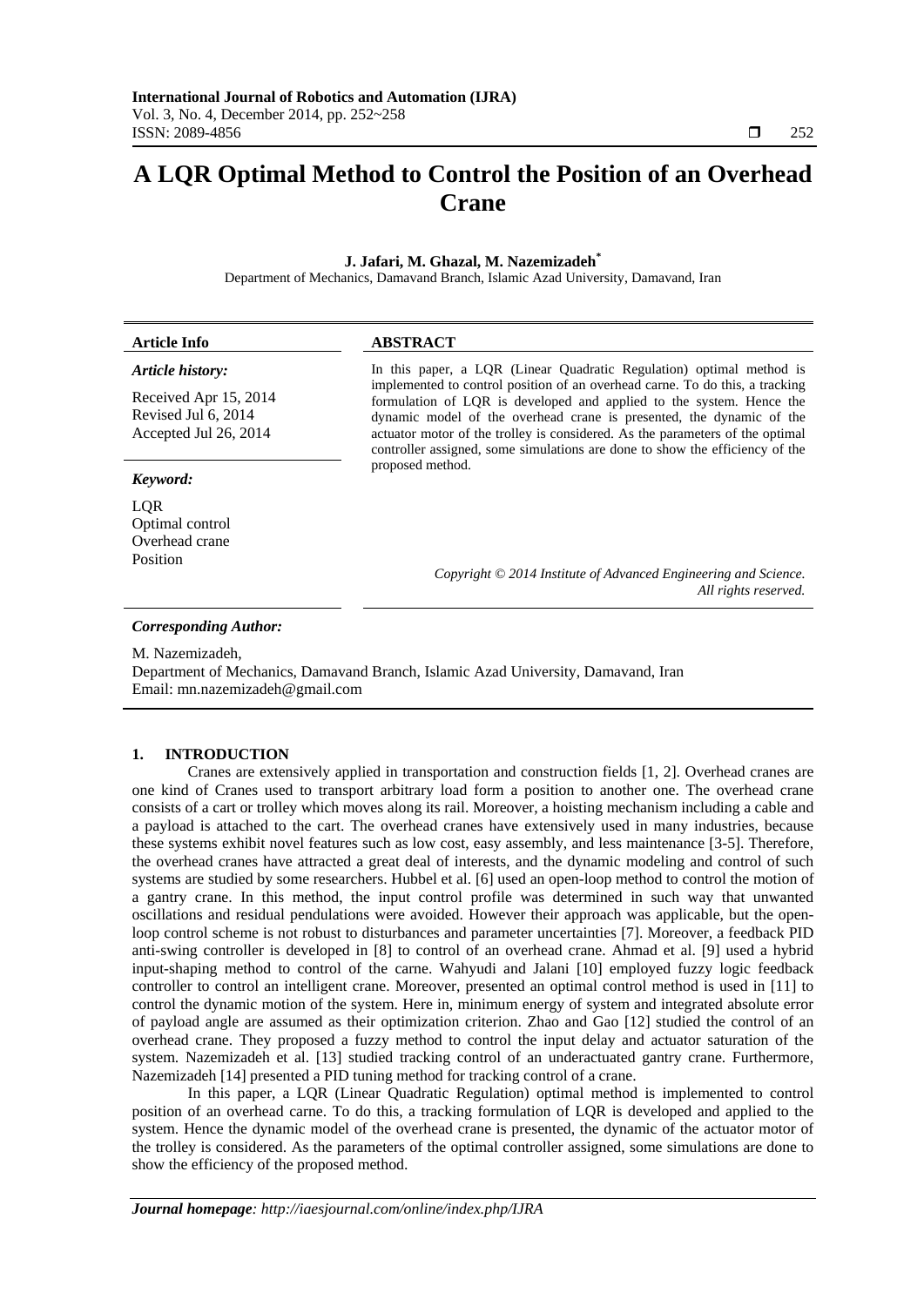# A LQR Optimal Method to Control the Position of an Overhead Crane

**J. Jafari, M. Ghazal, M. Nazemizadeh***

Department of Mechanics, Damavand Branch, Islamic Azad University, Damavand, Iran

| **Article Info** | **ABSTRACT** |
|---|---|
| ***Article history:*** <br> Received Apr 15, 2014 <br> Revised Jul 6, 2014 <br> Accepted Jul 26, 2014 <br><br> ***Keyword:*** <br> LQR <br> Optimal control <br> Overhead crane <br> Position | In this paper, a LQR (Linear Quadratic Regulation) optimal method is implemented to control position of an overhead carne. To do this, a tracking formulation of LQR is developed and applied to the system. Hence the dynamic model of the overhead crane is presented, the dynamic of the actuator motor of the trolley is considered. As the parameters of the optimal controller assigned, some simulations are done to show the efficiency of the proposed method. <br><br> *Copyright © 2014 Institute of Advanced Engineering and Science. All rights reserved.* |

***Corresponding Author:***

M. Nazemizadeh,
Department of Mechanics, Damavand Branch, Islamic Azad University, Damavand, Iran
Email: mn.nazemizadeh@gmail.com

## 1. INTRODUCTION

Cranes are extensively applied in transportation and construction fields [1, 2]. Overhead cranes are one kind of Cranes used to transport arbitrary load form a position to another one. The overhead crane consists of a cart or trolley which moves along its rail. Moreover, a hoisting mechanism including a cable and a payload is attached to the cart. The overhead cranes have extensively used in many industries, because these systems exhibit novel features such as low cost, easy assembly, and less maintenance [3-5]. Therefore, the overhead cranes have attracted a great deal of interests, and the dynamic modeling and control of such systems are studied by some researchers. Hubbel et al. [6] used an open-loop method to control the motion of a gantry crane. In this method, the input control profile was determined in such way that unwanted oscillations and residual pendulations were avoided. However their approach was applicable, but the open-loop control scheme is not robust to disturbances and parameter uncertainties [7]. Moreover, a feedback PID anti-swing controller is developed in [8] to control of an overhead crane. Ahmad et al. [9] used a hybrid input-shaping method to control of the carne. Wahyudi and Jalani [10] employed fuzzy logic feedback controller to control an intelligent crane. Moreover, presented an optimal control method is used in [11] to control the dynamic motion of the system. Here in, minimum energy of system and integrated absolute error of payload angle are assumed as their optimization criterion. Zhao and Gao [12] studied the control of an overhead crane. They proposed a fuzzy method to control the input delay and actuator saturation of the system. Nazemizadeh et al. [13] studied tracking control of an underactuated gantry crane. Furthermore, Nazemizadeh [14] presented a PID tuning method for tracking control of a crane.

In this paper, a LQR (Linear Quadratic Regulation) optimal method is implemented to control position of an overhead carne. To do this, a tracking formulation of LQR is developed and applied to the system. Hence the dynamic model of the overhead crane is presented, the dynamic of the actuator motor of the trolley is considered. As the parameters of the optimal controller assigned, some simulations are done to show the efficiency of the proposed method.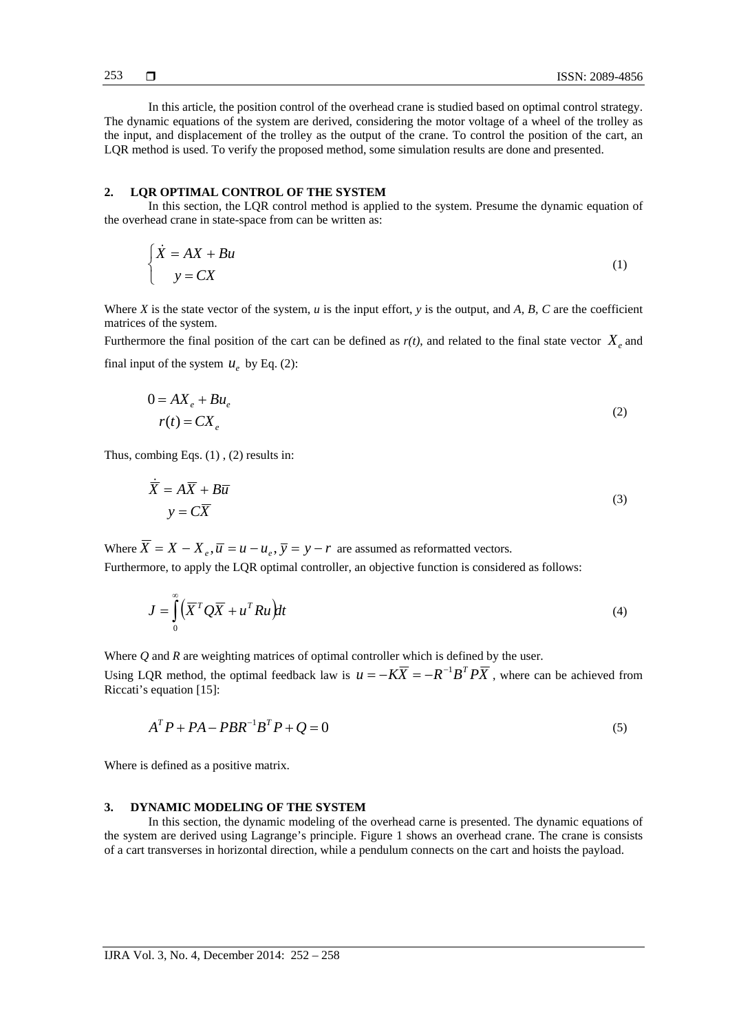In this article, the position control of the overhead crane is studied based on optimal control strategy. The dynamic equations of the system are derived, considering the motor voltage of a wheel of the trolley as the input, and displacement of the trolley as the output of the crane. To control the position of the cart, an LQR method is used. To verify the proposed method, some simulation results are done and presented.

## 2. LQR OPTIMAL CONTROL OF THE SYSTEM

In this section, the LQR control method is applied to the system. Presume the dynamic equation of the overhead crane in state-space from can be written as:

$$\begin{cases} \dot{X} = AX + Bu \\ y = CX \end{cases} \tag{1}$$

Where $X$ is the state vector of the system, $u$ is the input effort, $y$ is the output, and $A$, $B$, $C$ are the coefficient matrices of the system.

Furthermore the final position of the cart can be defined as $r(t)$, and related to the final state vector $X_e$ and final input of the system $u_e$ by Eq. (2):

$$\begin{aligned} 0 &= AX_e + Bu_e \\ r(t) &= CX_e \end{aligned} \tag{2}$$

Thus, combing Eqs. (1) , (2) results in:

$$\begin{aligned} \dot{\overline{X}} &= A\overline{X} + B\overline{u} \\ y &= C\overline{X} \end{aligned} \tag{3}$$

Where $\overline{X} = X - X_e, \overline{u} = u - u_e, \overline{y} = y - r$ are assumed as reformatted vectors.

Furthermore, to apply the LQR optimal controller, an objective function is considered as follows:

$$J = \int_0^\infty \left( \overline{X}^T Q \overline{X} + u^T R u \right) dt \tag{4}$$

Where $Q$ and $R$ are weighting matrices of optimal controller which is defined by the user.

Using LQR method, the optimal feedback law is $u = -K\overline{X} = -R^{-1}B^T P \overline{X}$, where can be achieved from Riccati's equation [15]:

$$A^T P + PA - PBR^{-1}B^T P + Q = 0 \tag{5}$$

Where is defined as a positive matrix.

## 3. DYNAMIC MODELING OF THE SYSTEM

In this section, the dynamic modeling of the overhead carne is presented. The dynamic equations of the system are derived using Lagrange's principle. Figure 1 shows an overhead crane. The crane is consists of a cart transverses in horizontal direction, while a pendulum connects on the cart and hoists the payload.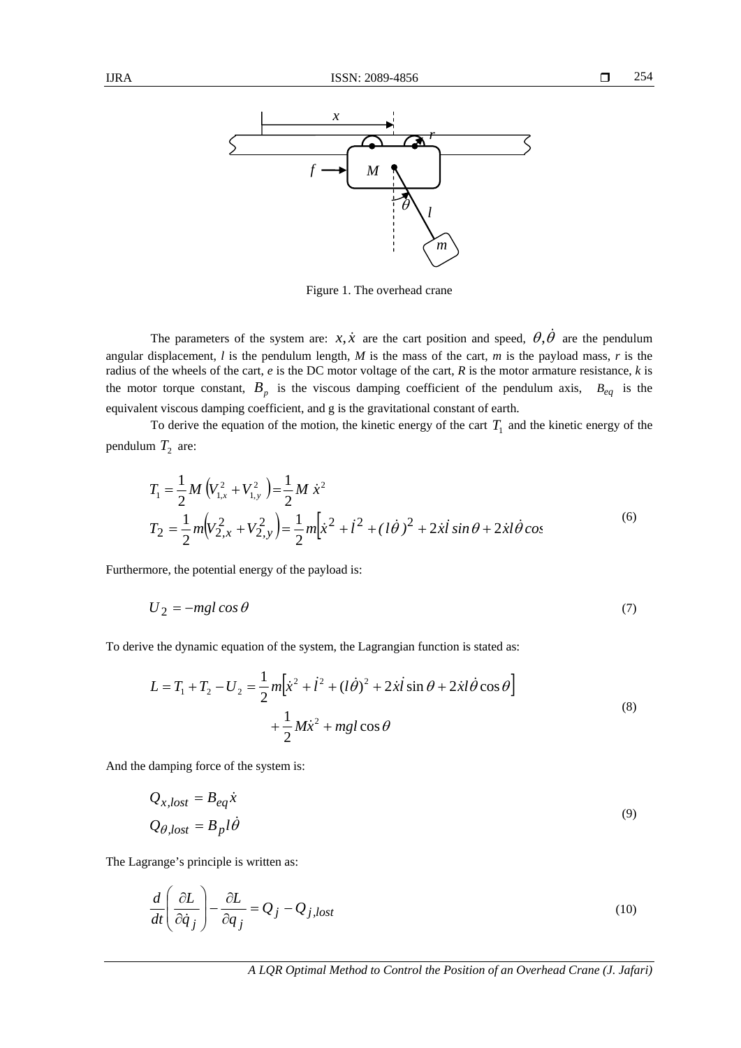Figure 1. The overhead crane

The parameters of the system are: $x, \dot{x}$ are the cart position and speed, $\theta, \dot{\theta}$ are the pendulum angular displacement, $l$ is the pendulum length, $M$ is the mass of the cart, $m$ is the payload mass, $r$ is the radius of the wheels of the cart, $e$ is the DC motor voltage of the cart, $R$ is the motor armature resistance, $k$ is the motor torque constant, $B_p$ is the viscous damping coefficient of the pendulum axis, $B_{eq}$ is the equivalent viscous damping coefficient, and g is the gravitational constant of earth.

To derive the equation of the motion, the kinetic energy of the cart $T_1$ and the kinetic energy of the pendulum $T_2$ are:

$$
\begin{aligned}
T_1 &= \frac{1}{2} M \left(V_{1,x}^2 + V_{1,y}^2\right) = \frac{1}{2} M \, \dot{x}^2 \\
T_2 &= \frac{1}{2} m \left(V_{2,x}^2 + V_{2,y}^2\right) = \frac{1}{2} m \left[\dot{x}^2 + \dot{l}^2 + (l\dot{\theta})^2 + 2\dot{x}\dot{l}\sin\theta + 2\dot{x}l\dot{\theta}\cos
\end{aligned}
\tag{6}
$$

Furthermore, the potential energy of the payload is:

$$
U_2 = -mgl\cos\theta \tag{7}
$$

To derive the dynamic equation of the system, the Lagrangian function is stated as:

$$
\begin{aligned}
L = T_1 + T_2 - U_2 &= \frac{1}{2} m \left[\dot{x}^2 + \dot{l}^2 + (l\dot{\theta})^2 + 2\dot{x}\dot{l}\sin\theta + 2\dot{x}l\dot{\theta}\cos\theta\right] \\
&\quad + \frac{1}{2} M\dot{x}^2 + mgl\cos\theta
\end{aligned}
\tag{8}
$$

And the damping force of the system is:

$$
\begin{aligned}
Q_{x,lost} &= B_{eq}\dot{x} \\
Q_{\theta,lost} &= B_p l\dot{\theta}
\end{aligned}
\tag{9}
$$

The Lagrange's principle is written as:

$$
\frac{d}{dt}\left(\frac{\partial L}{\partial \dot{q}_j}\right) - \frac{\partial L}{\partial q_j} = Q_j - Q_{j,lost} \tag{10}
$$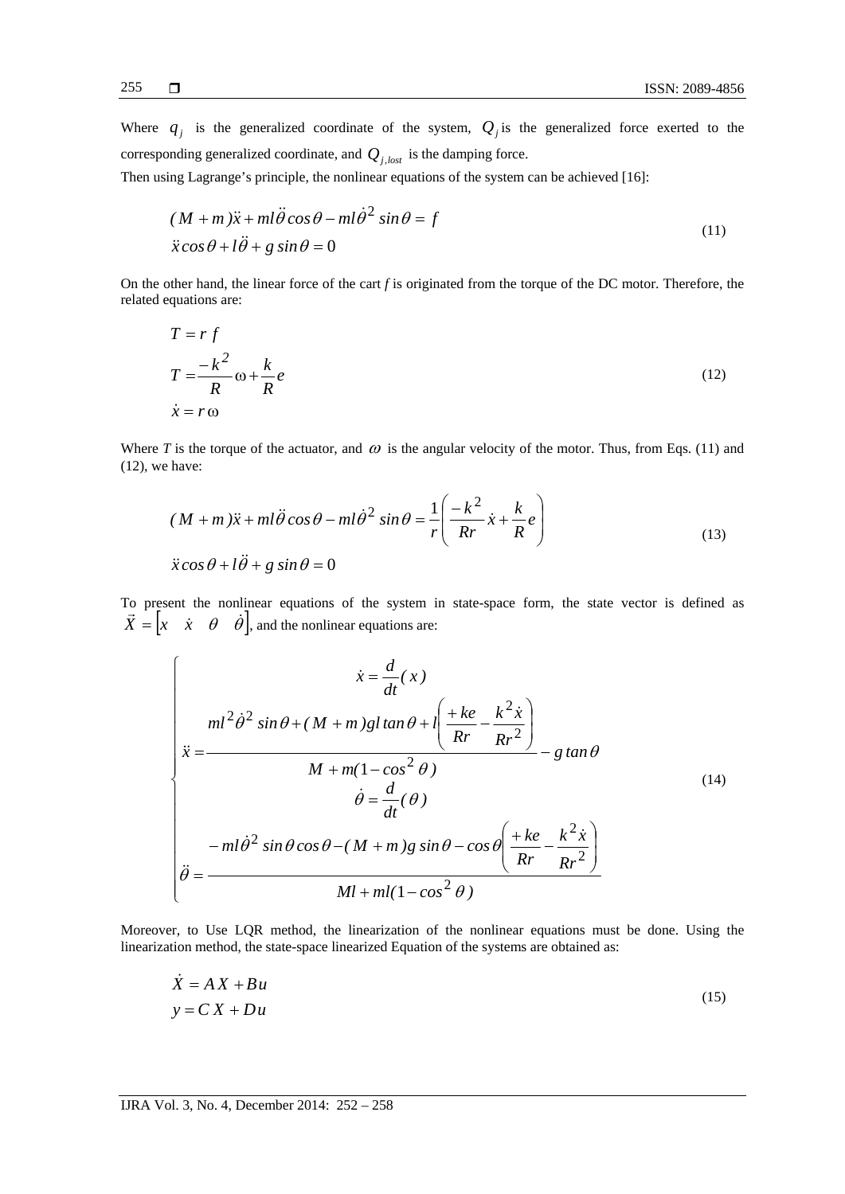Where $q_j$ is the generalized coordinate of the system, $Q_j$ is the generalized force exerted to the corresponding generalized coordinate, and $Q_{j,lost}$ is the damping force.

Then using Lagrange's principle, the nonlinear equations of the system can be achieved [16]:

$$
\begin{aligned}
&(M+m)\ddot{x} + ml\ddot{\theta}\cos\theta - ml\dot{\theta}^2 \sin\theta = f \\
&\ddot{x}\cos\theta + l\ddot{\theta} + g\sin\theta = 0
\end{aligned}
\tag{11}
$$

On the other hand, the linear force of the cart *f* is originated from the torque of the DC motor. Therefore, the related equations are:

$$
\begin{aligned}
&T = r\,f \\
&T = \frac{-k^2}{R}\omega + \frac{k}{R}e \\
&\dot{x} = r\,\omega
\end{aligned}
\tag{12}
$$

Where *T* is the torque of the actuator, and $\omega$ is the angular velocity of the motor. Thus, from Eqs. (11) and (12), we have:

$$
\begin{aligned}
&(M+m)\ddot{x} + ml\ddot{\theta}\cos\theta - ml\dot{\theta}^2 \sin\theta = \frac{1}{r}\left(\frac{-k^2}{Rr}\dot{x} + \frac{k}{R}e\right) \\
&\ddot{x}\cos\theta + l\ddot{\theta} + g\sin\theta = 0
\end{aligned}
\tag{13}
$$

To present the nonlinear equations of the system in state-space form, the state vector is defined as $\vec{X} = \begin{bmatrix} x & \dot{x} & \theta & \dot{\theta} \end{bmatrix}$, and the nonlinear equations are:

$$
\begin{cases}
\dot{x} = \dfrac{d}{dt}(x) \\
\ddot{x} = \dfrac{ml^2\dot{\theta}^2 \sin\theta + (M+m)gl\tan\theta + l\left(\dfrac{+ke}{Rr} - \dfrac{k^2\dot{x}}{Rr^2}\right)}{M + m(1-\cos^2\theta)} - g\tan\theta \\
\dot{\theta} = \dfrac{d}{dt}(\theta) \\
\ddot{\theta} = \dfrac{-ml\dot{\theta}^2 \sin\theta\cos\theta - (M+m)g\sin\theta - \cos\theta\left(\dfrac{+ke}{Rr} - \dfrac{k^2\dot{x}}{Rr^2}\right)}{Ml + ml(1-\cos^2\theta)}
\end{cases}
\tag{14}
$$

Moreover, to Use LQR method, the linearization of the nonlinear equations must be done. Using the linearization method, the state-space linearized Equation of the systems are obtained as:

$$
\begin{aligned}
&\dot{X} = AX + Bu \\
&y = CX + Du
\end{aligned}
\tag{15}
$$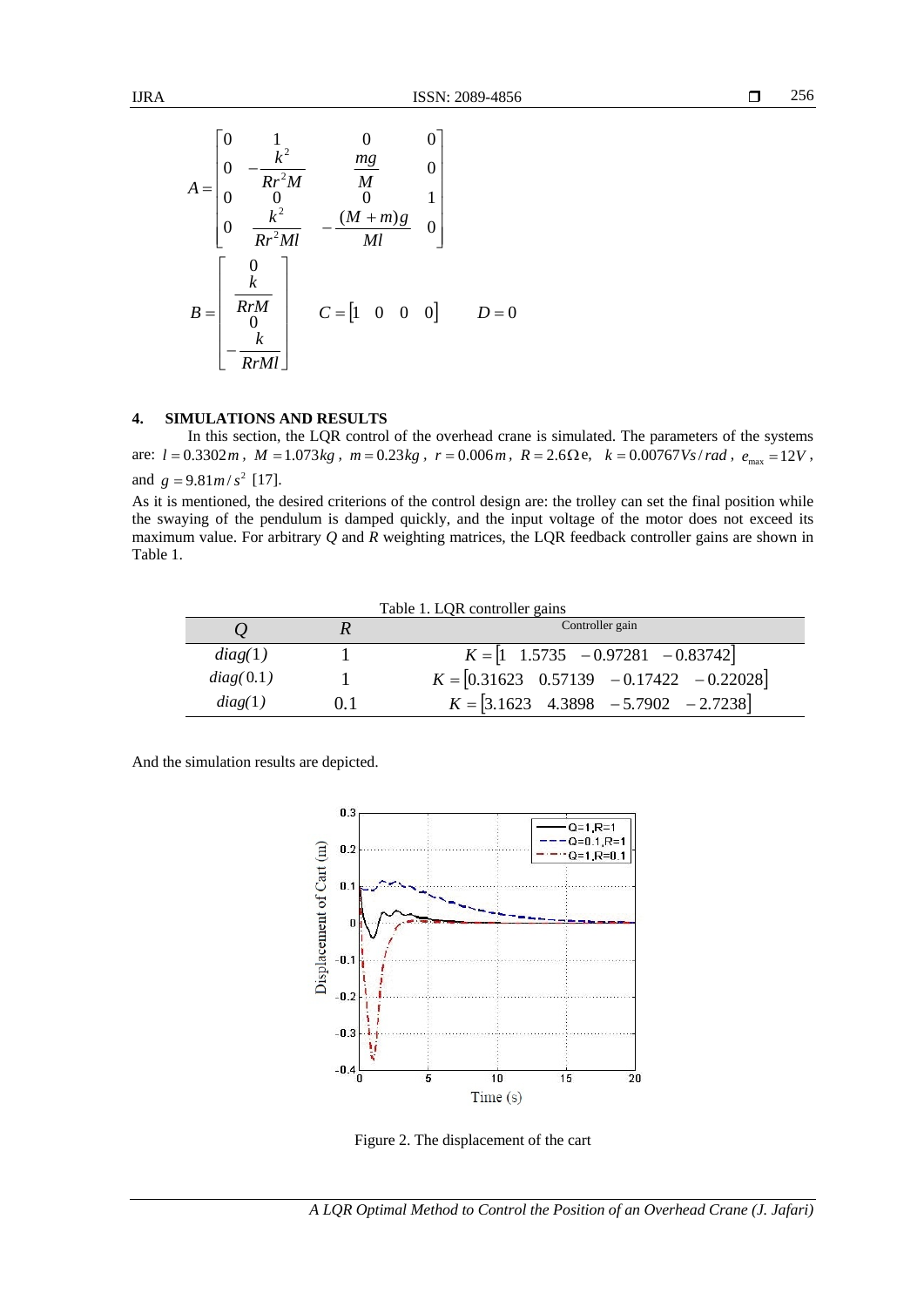$$A = \begin{bmatrix} 0 & 1 & 0 & 0 \\ 0 & -\frac{k^2}{Rr^2M} & \frac{mg}{M} & 0 \\ 0 & 0 & 0 & 1 \\ 0 & \frac{k^2}{Rr^2Ml} & -\frac{(M+m)g}{Ml} & 0 \end{bmatrix}$$

$$B = \begin{bmatrix} 0 \\ \frac{k}{RrM} \\ 0 \\ -\frac{k}{RrMl} \end{bmatrix} \qquad C = \begin{bmatrix} 1 & 0 & 0 & 0 \end{bmatrix} \qquad D = 0$$

## 4. SIMULATIONS AND RESULTS

In this section, the LQR control of the overhead crane is simulated. The parameters of the systems are: $l = 0.3302\,m$, $M = 1.073\,kg$, $m = 0.23\,kg$, $r = 0.006\,m$, $R = 2.6\,\Omega$e, $k = 0.00767\,Vs/rad$, $e_{\max} = 12V$, and $g = 9.81\,m/s^2$ [17].

As it is mentioned, the desired criterions of the control design are: the trolley can set the final position while the swaying of the pendulum is damped quickly, and the input voltage of the motor does not exceed its maximum value. For arbitrary $Q$ and $R$ weighting matrices, the LQR feedback controller gains are shown in Table 1.

Table 1. LQR controller gains

| $Q$ | $R$ | Controller gain |
|---|---|---|
| $diag(1)$ | 1 | $K = [1 \quad 1.5735 \quad -0.97281 \quad -0.83742]$ |
| $diag(0.1)$ | 1 | $K = [0.31623 \quad 0.57139 \quad -0.17422 \quad -0.22028]$ |
| $diag(1)$ | 0.1 | $K = [3.1623 \quad 4.3898 \quad -5.7902 \quad -2.7238]$ |

And the simulation results are depicted.

Figure 2. The displacement of the cart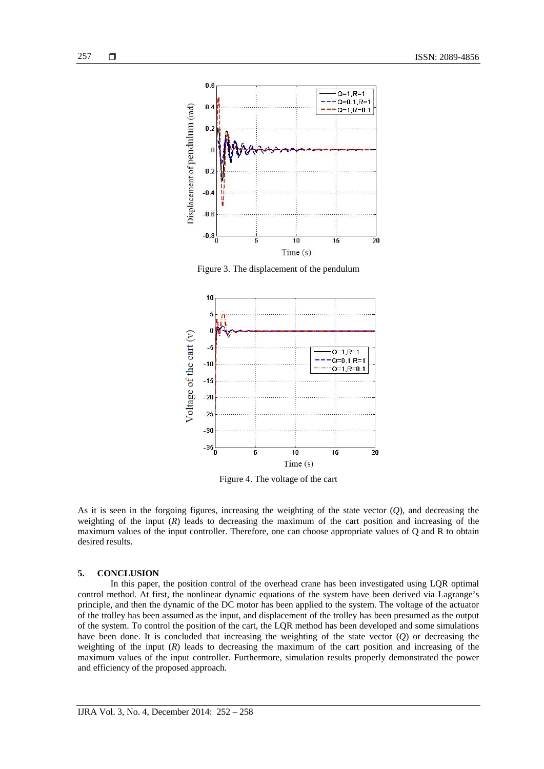Figure 3. The displacement of the pendulum

Figure 4. The voltage of the cart

As it is seen in the forgoing figures, increasing the weighting of the state vector (*Q*), and decreasing the weighting of the input (*R*) leads to decreasing the maximum of the cart position and increasing of the maximum values of the input controller. Therefore, one can choose appropriate values of Q and R to obtain desired results.

## 5. CONCLUSION

In this paper, the position control of the overhead crane has been investigated using LQR optimal control method. At first, the nonlinear dynamic equations of the system have been derived via Lagrange's principle, and then the dynamic of the DC motor has been applied to the system. The voltage of the actuator of the trolley has been assumed as the input, and displacement of the trolley has been presumed as the output of the system. To control the position of the cart, the LQR method has been developed and some simulations have been done. It is concluded that increasing the weighting of the state vector (*Q*) or decreasing the weighting of the input (*R*) leads to decreasing the maximum of the cart position and increasing of the maximum values of the input controller. Furthermore, simulation results properly demonstrated the power and efficiency of the proposed approach.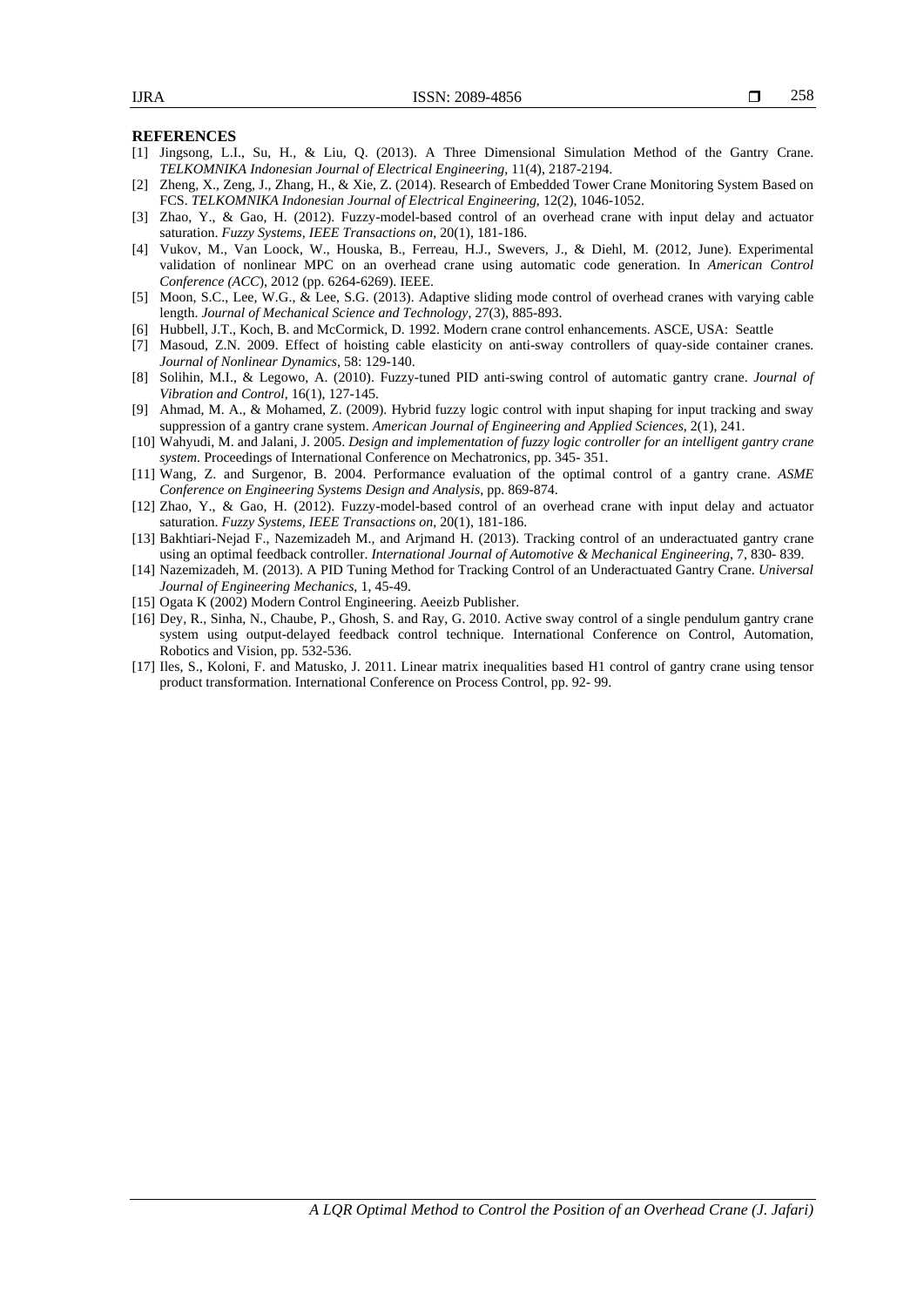**REFERENCES**

[1] Jingsong, L.I., Su, H., & Liu, Q. (2013). A Three Dimensional Simulation Method of the Gantry Crane. *TELKOMNIKA Indonesian Journal of Electrical Engineering*, 11(4), 2187-2194.

[2] Zheng, X., Zeng, J., Zhang, H., & Xie, Z. (2014). Research of Embedded Tower Crane Monitoring System Based on FCS. *TELKOMNIKA Indonesian Journal of Electrical Engineering*, 12(2), 1046-1052.

[3] Zhao, Y., & Gao, H. (2012). Fuzzy-model-based control of an overhead crane with input delay and actuator saturation. *Fuzzy Systems, IEEE Transactions on*, 20(1), 181-186.

[4] Vukov, M., Van Loock, W., Houska, B., Ferreau, H.J., Swevers, J., & Diehl, M. (2012, June). Experimental validation of nonlinear MPC on an overhead crane using automatic code generation. In *American Control Conference (ACC)*, 2012 (pp. 6264-6269). IEEE.

[5] Moon, S.C., Lee, W.G., & Lee, S.G. (2013). Adaptive sliding mode control of overhead cranes with varying cable length. *Journal of Mechanical Science and Technology*, 27(3), 885-893.

[6] Hubbell, J.T., Koch, B. and McCormick, D. 1992. Modern crane control enhancements. ASCE, USA: Seattle

[7] Masoud, Z.N. 2009. Effect of hoisting cable elasticity on anti-sway controllers of quay-side container cranes. *Journal of Nonlinear Dynamics*, 58: 129-140.

[8] Solihin, M.I., & Legowo, A. (2010). Fuzzy-tuned PID anti-swing control of automatic gantry crane. *Journal of Vibration and Control*, 16(1), 127-145.

[9] Ahmad, M. A., & Mohamed, Z. (2009). Hybrid fuzzy logic control with input shaping for input tracking and sway suppression of a gantry crane system. *American Journal of Engineering and Applied Sciences*, 2(1), 241.

[10] Wahyudi, M. and Jalani, J. 2005. *Design and implementation of fuzzy logic controller for an intelligent gantry crane system*. Proceedings of International Conference on Mechatronics, pp. 345- 351.

[11] Wang, Z. and Surgenor, B. 2004. Performance evaluation of the optimal control of a gantry crane. *ASME Conference on Engineering Systems Design and Analysis*, pp. 869-874.

[12] Zhao, Y., & Gao, H. (2012). Fuzzy-model-based control of an overhead crane with input delay and actuator saturation. *Fuzzy Systems, IEEE Transactions on*, 20(1), 181-186.

[13] Bakhtiari-Nejad F., Nazemizadeh M., and Arjmand H. (2013). Tracking control of an underactuated gantry crane using an optimal feedback controller. *International Journal of Automotive & Mechanical Engineering*, 7, 830- 839.

[14] Nazemizadeh, M. (2013). A PID Tuning Method for Tracking Control of an Underactuated Gantry Crane. *Universal Journal of Engineering Mechanics*, 1, 45-49.

[15] Ogata K (2002) Modern Control Engineering. Aeeizb Publisher.

[16] Dey, R., Sinha, N., Chaube, P., Ghosh, S. and Ray, G. 2010. Active sway control of a single pendulum gantry crane system using output-delayed feedback control technique. International Conference on Control, Automation, Robotics and Vision, pp. 532-536.

[17] Iles, S., Koloni, F. and Matusko, J. 2011. Linear matrix inequalities based H1 control of gantry crane using tensor product transformation. International Conference on Process Control, pp. 92- 99.